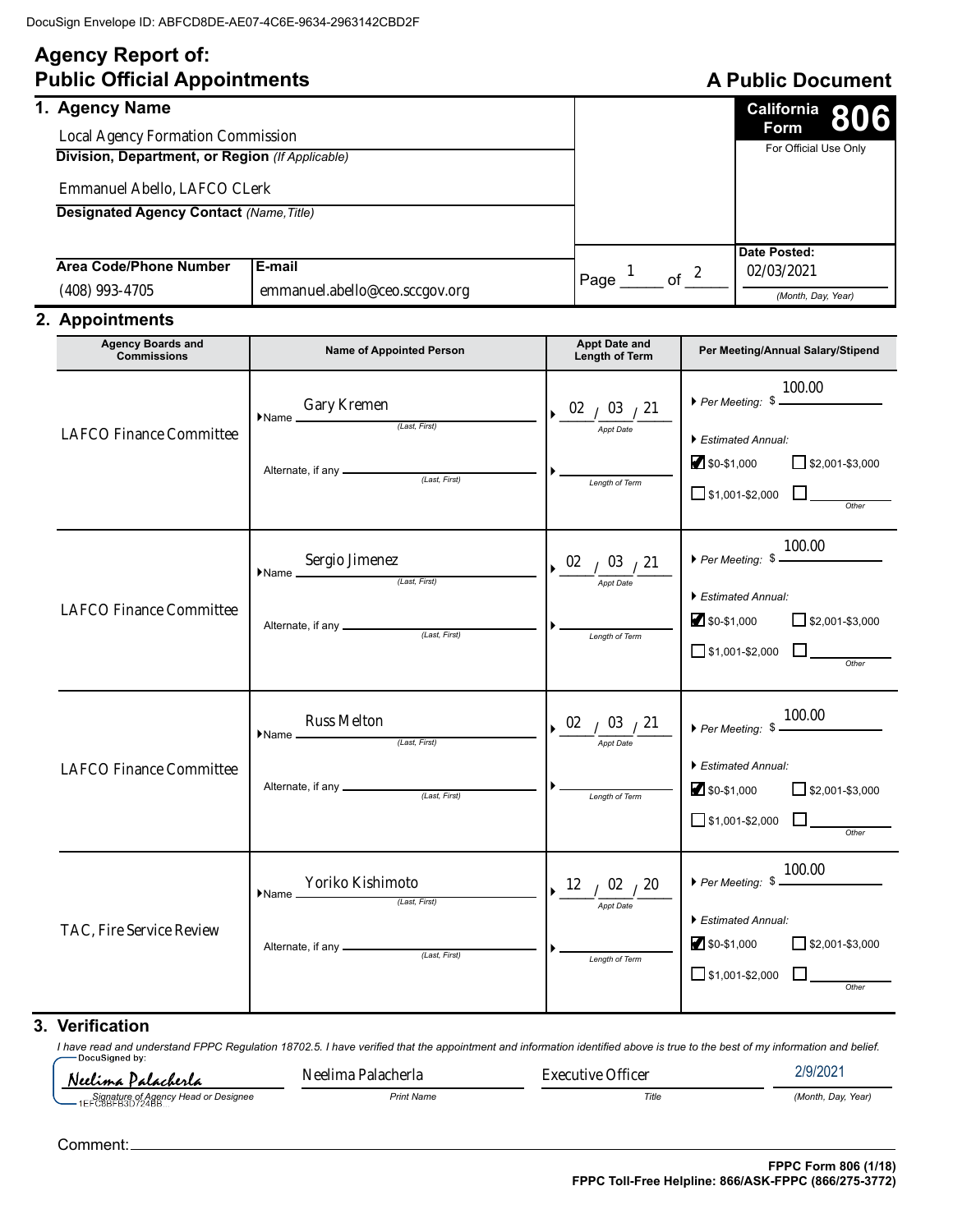DocuSign Envelope ID: ABFCD8DE-AE07-4C6E-9634-2963142CBD2F

# Agency Report of: Public Official Appointments

**A Public Document**

**California Form 806**

For Official Use Only

## 1. Agency Name

Local Agency Formation Commission

**Division, Department, or Region** *(If Applicable)*

Emmanuel Abello, LAFCO CLerk

**Designated Agency Contact** *(Name, Title)*

| Area Code/Phone Number | E-mail |
|---|---|
| (408) 993-4705 | emmanuel.abello@ceo.sccgov.org |

Page 1 of 2

**Date Posted:** 02/03/2021 *(Month, Day, Year)*

## 2. Appointments

| Agency Boards and Commissions | Name of Appointed Person | Appt Date and Length of Term | Per Meeting/Annual Salary/Stipend |
|---|---|---|---|
| LAFCO Finance Committee | Name: Gary Kremen (Last, First)<br>Alternate, if any: | Appt Date: 02 / 03 / 21<br>Length of Term: | Per Meeting: $ 100.00<br>Estimated Annual:<br>☑ $0-$1,000 ☐ $2,001-$3,000<br>☐ $1,001-$2,000 ☐ Other |
| LAFCO Finance Committee | Name: Sergio Jimenez (Last, First)<br>Alternate, if any: | Appt Date: 02 / 03 / 21<br>Length of Term: | Per Meeting: $ 100.00<br>Estimated Annual:<br>☑ $0-$1,000 ☐ $2,001-$3,000<br>☐ $1,001-$2,000 ☐ Other |
| LAFCO Finance Committee | Name: Russ Melton (Last, First)<br>Alternate, if any: | Appt Date: 02 / 03 / 21<br>Length of Term: | Per Meeting: $ 100.00<br>Estimated Annual:<br>☑ $0-$1,000 ☐ $2,001-$3,000<br>☐ $1,001-$2,000 ☐ Other |
| TAC, Fire Service Review | Name: Yoriko Kishimoto (Last, First)<br>Alternate, if any: | Appt Date: 12 / 02 / 20<br>Length of Term: | Per Meeting: $ 100.00<br>Estimated Annual:<br>☑ $0-$1,000 ☐ $2,001-$3,000<br>☐ $1,001-$2,000 ☐ Other |

## 3. Verification

*I have read and understand FPPC Regulation 18702.5. I have verified that the appointment and information identified above is true to the best of my information and belief.*

| Signature of Agency Head or Designee | Print Name | Title | (Month, Day, Year) |
|---|---|---|---|
| DocuSigned by: Neelima Palacherla (1EFC8BFB3D724BB...) | Neelima Palacherla | Executive Officer | 2/9/2021 |

Comment:

**FPPC Form 806 (1/18)**
**FPPC Toll-Free Helpline: 866/ASK-FPPC (866/275-3772)**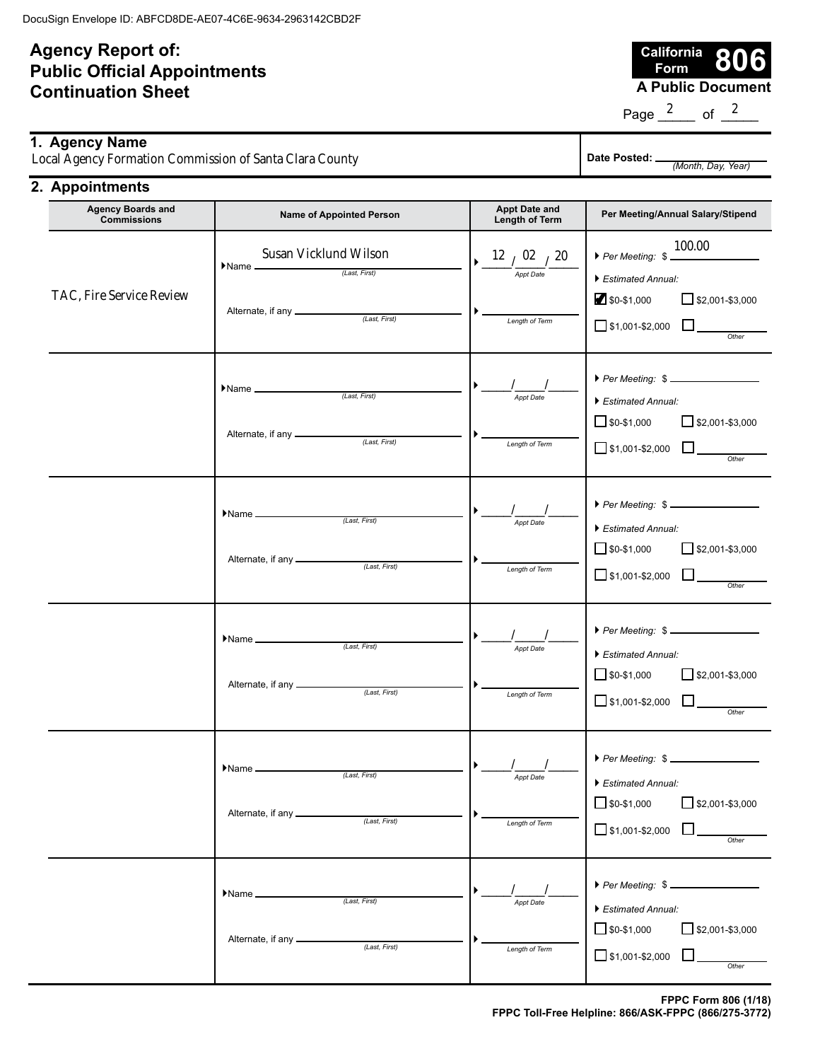DocuSign Envelope ID: ABFCD8DE-AE07-4C6E-9634-2963142CBD2F

# Agency Report of: Public Official Appointments Continuation Sheet

**California Form 806**
**A Public Document**

Page 2 of 2

## 1. Agency Name

Local Agency Formation Commission of Santa Clara County

**Date Posted:** ________ *(Month, Day, Year)*

## 2. Appointments

| Agency Boards and Commissions | Name of Appointed Person | Appt Date and Length of Term | Per Meeting/Annual Salary/Stipend |
|---|---|---|---|
| TAC, Fire Service Review | Name *(Last, First)*: Susan Vicklund Wilson<br>Alternate, if any *(Last, First)*: | Appt Date: 12 / 02 / 20<br>Length of Term: | Per Meeting: $ 100.00<br>Estimated Annual:<br>☑ $0-$1,000 ☐ $2,001-$3,000<br>☐ $1,001-$2,000 ☐ Other |
| | Name *(Last, First)*:<br>Alternate, if any *(Last, First)*: | Appt Date: ___/___/___<br>Length of Term: | Per Meeting: $<br>Estimated Annual:<br>☐ $0-$1,000 ☐ $2,001-$3,000<br>☐ $1,001-$2,000 ☐ Other |
| | Name *(Last, First)*:<br>Alternate, if any *(Last, First)*: | Appt Date: ___/___/___<br>Length of Term: | Per Meeting: $<br>Estimated Annual:<br>☐ $0-$1,000 ☐ $2,001-$3,000<br>☐ $1,001-$2,000 ☐ Other |
| | Name *(Last, First)*:<br>Alternate, if any *(Last, First)*: | Appt Date: ___/___/___<br>Length of Term: | Per Meeting: $<br>Estimated Annual:<br>☐ $0-$1,000 ☐ $2,001-$3,000<br>☐ $1,001-$2,000 ☐ Other |
| | Name *(Last, First)*:<br>Alternate, if any *(Last, First)*: | Appt Date: ___/___/___<br>Length of Term: | Per Meeting: $<br>Estimated Annual:<br>☐ $0-$1,000 ☐ $2,001-$3,000<br>☐ $1,001-$2,000 ☐ Other |
| | Name *(Last, First)*:<br>Alternate, if any *(Last, First)*: | Appt Date: ___/___/___<br>Length of Term: | Per Meeting: $<br>Estimated Annual:<br>☐ $0-$1,000 ☐ $2,001-$3,000<br>☐ $1,001-$2,000 ☐ Other |

**FPPC Form 806 (1/18)**
**FPPC Toll-Free Helpline: 866/ASK-FPPC (866/275-3772)**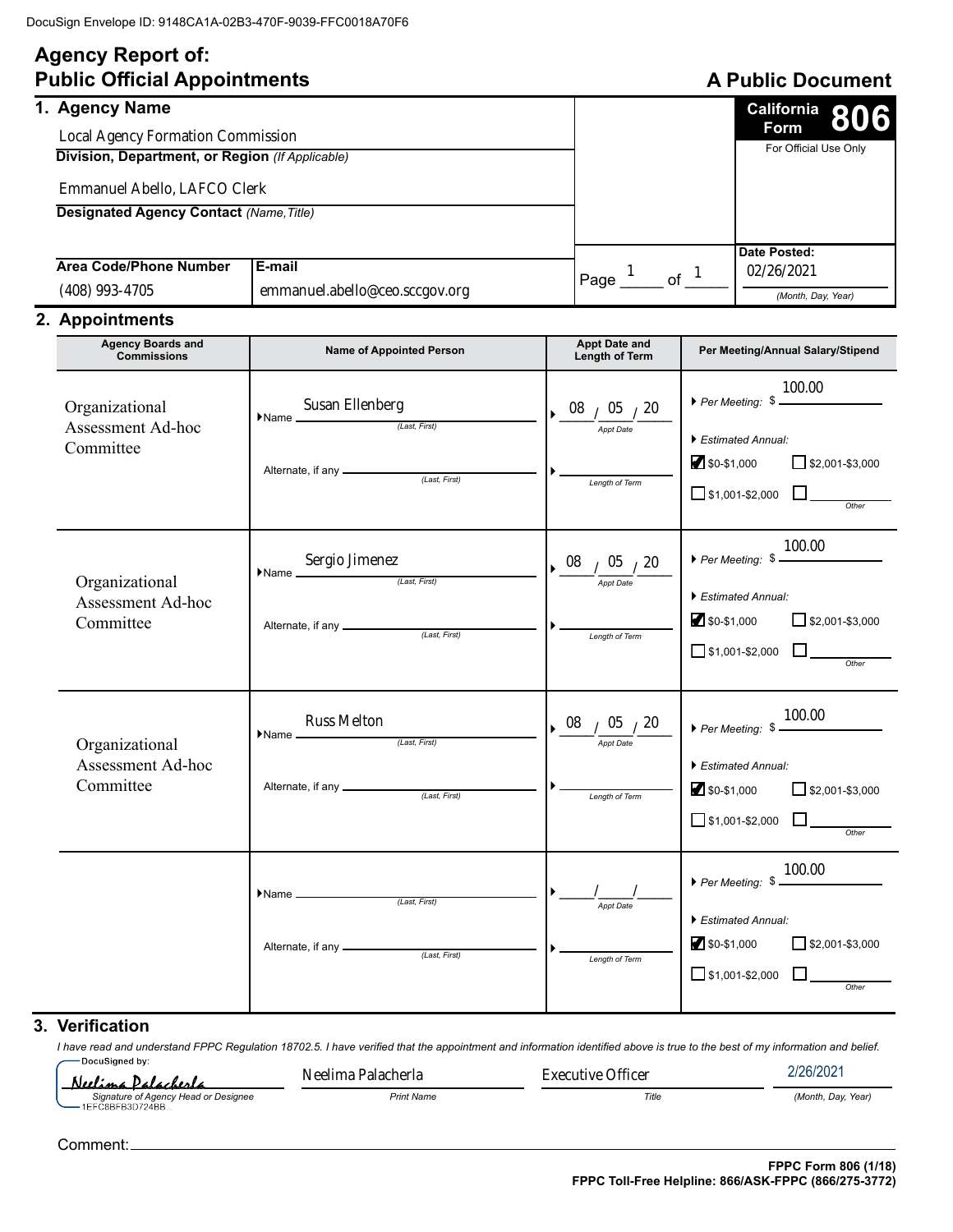DocuSign Envelope ID: 9148CA1A-02B3-470F-9039-FFC0018A70F6

# Agency Report of: Public Official Appointments

**A Public Document**

**California Form 806**

For Official Use Only

## 1. Agency Name

Local Agency Formation Commission

**Division, Department, or Region** *(If Applicable)*

Emmanuel Abello, LAFCO Clerk

**Designated Agency Contact** *(Name, Title)*

| **Area Code/Phone Number** | **E-mail** |
|---|---|
| (408) 993-4705 | emmanuel.abello@ceo.sccgov.org |

Page 1 of 1

**Date Posted:** 02/26/2021 *(Month, Day, Year)*

## 2. Appointments

| Agency Boards and Commissions | Name of Appointed Person | Appt Date and Length of Term | Per Meeting/Annual Salary/Stipend |
|---|---|---|---|
| Organizational Assessment Ad-hoc Committee | Name (Last, First): Susan Ellenberg<br>Alternate, if any (Last, First): | Appt Date: 08 / 05 / 20<br>Length of Term: | Per Meeting: $ 100.00<br>Estimated Annual: ☑ $0-$1,000 ☐ $2,001-$3,000 ☐ $1,001-$2,000 ☐ Other |
| Organizational Assessment Ad-hoc Committee | Name (Last, First): Sergio Jimenez<br>Alternate, if any (Last, First): | Appt Date: 08 / 05 / 20<br>Length of Term: | Per Meeting: $ 100.00<br>Estimated Annual: ☑ $0-$1,000 ☐ $2,001-$3,000 ☐ $1,001-$2,000 ☐ Other |
| Organizational Assessment Ad-hoc Committee | Name (Last, First): Russ Melton<br>Alternate, if any (Last, First): | Appt Date: 08 / 05 / 20<br>Length of Term: | Per Meeting: $ 100.00<br>Estimated Annual: ☑ $0-$1,000 ☐ $2,001-$3,000 ☐ $1,001-$2,000 ☐ Other |
| | Name (Last, First):<br>Alternate, if any (Last, First): | Appt Date: / /<br>Length of Term: | Per Meeting: $ 100.00<br>Estimated Annual: ☑ $0-$1,000 ☐ $2,001-$3,000 ☐ $1,001-$2,000 ☐ Other |

## 3. Verification

*I have read and understand FPPC Regulation 18702.5. I have verified that the appointment and information identified above is true to the best of my information and belief.*

| DocuSigned by: Neelima Palacherla<br>1EFC8BFB3D724BB | Neelima Palacherla | Executive Officer | 2/26/2021 |
|---|---|---|---|
| Signature of Agency Head or Designee | Print Name | Title | (Month, Day, Year) |

Comment:

**FPPC Form 806 (1/18)**
**FPPC Toll-Free Helpline: 866/ASK-FPPC (866/275-3772)**